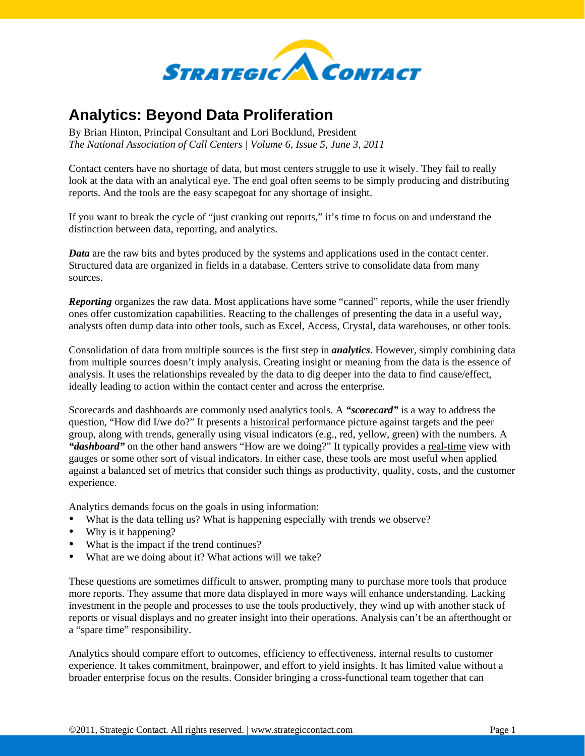# Analytics: Beyond Data Proliferation

By Brian Hinton, Principal Consultant and Lori Bocklund, President
*The National Association of Call Centers | Volume 6, Issue 5, June 3, 2011*

Contact centers have no shortage of data, but most centers struggle to use it wisely. They fail to really look at the data with an analytical eye. The end goal often seems to be simply producing and distributing reports. And the tools are the easy scapegoat for any shortage of insight.

If you want to break the cycle of "just cranking out reports," it's time to focus on and understand the distinction between data, reporting, and analytics.

***Data*** are the raw bits and bytes produced by the systems and applications used in the contact center. Structured data are organized in fields in a database. Centers strive to consolidate data from many sources.

***Reporting*** organizes the raw data. Most applications have some "canned" reports, while the user friendly ones offer customization capabilities. Reacting to the challenges of presenting the data in a useful way, analysts often dump data into other tools, such as Excel, Access, Crystal, data warehouses, or other tools.

Consolidation of data from multiple sources is the first step in ***analytics***. However, simply combining data from multiple sources doesn't imply analysis. Creating insight or meaning from the data is the essence of analysis. It uses the relationships revealed by the data to dig deeper into the data to find cause/effect, ideally leading to action within the contact center and across the enterprise.

Scorecards and dashboards are commonly used analytics tools. A ***"scorecard"*** is a way to address the question, "How did I/we do?" It presents a <u>historical</u> performance picture against targets and the peer group, along with trends, generally using visual indicators (e.g., red, yellow, green) with the numbers. A ***"dashboard"*** on the other hand answers "How are we doing?" It typically provides a <u>real-time</u> view with gauges or some other sort of visual indicators. In either case, these tools are most useful when applied against a balanced set of metrics that consider such things as productivity, quality, costs, and the customer experience.

Analytics demands focus on the goals in using information:

- What is the data telling us? What is happening especially with trends we observe?
- Why is it happening?
- What is the impact if the trend continues?
- What are we doing about it? What actions will we take?

These questions are sometimes difficult to answer, prompting many to purchase more tools that produce more reports. They assume that more data displayed in more ways will enhance understanding. Lacking investment in the people and processes to use the tools productively, they wind up with another stack of reports or visual displays and no greater insight into their operations. Analysis can't be an afterthought or a "spare time" responsibility.

Analytics should compare effort to outcomes, efficiency to effectiveness, internal results to customer experience. It takes commitment, brainpower, and effort to yield insights. It has limited value without a broader enterprise focus on the results. Consider bringing a cross-functional team together that can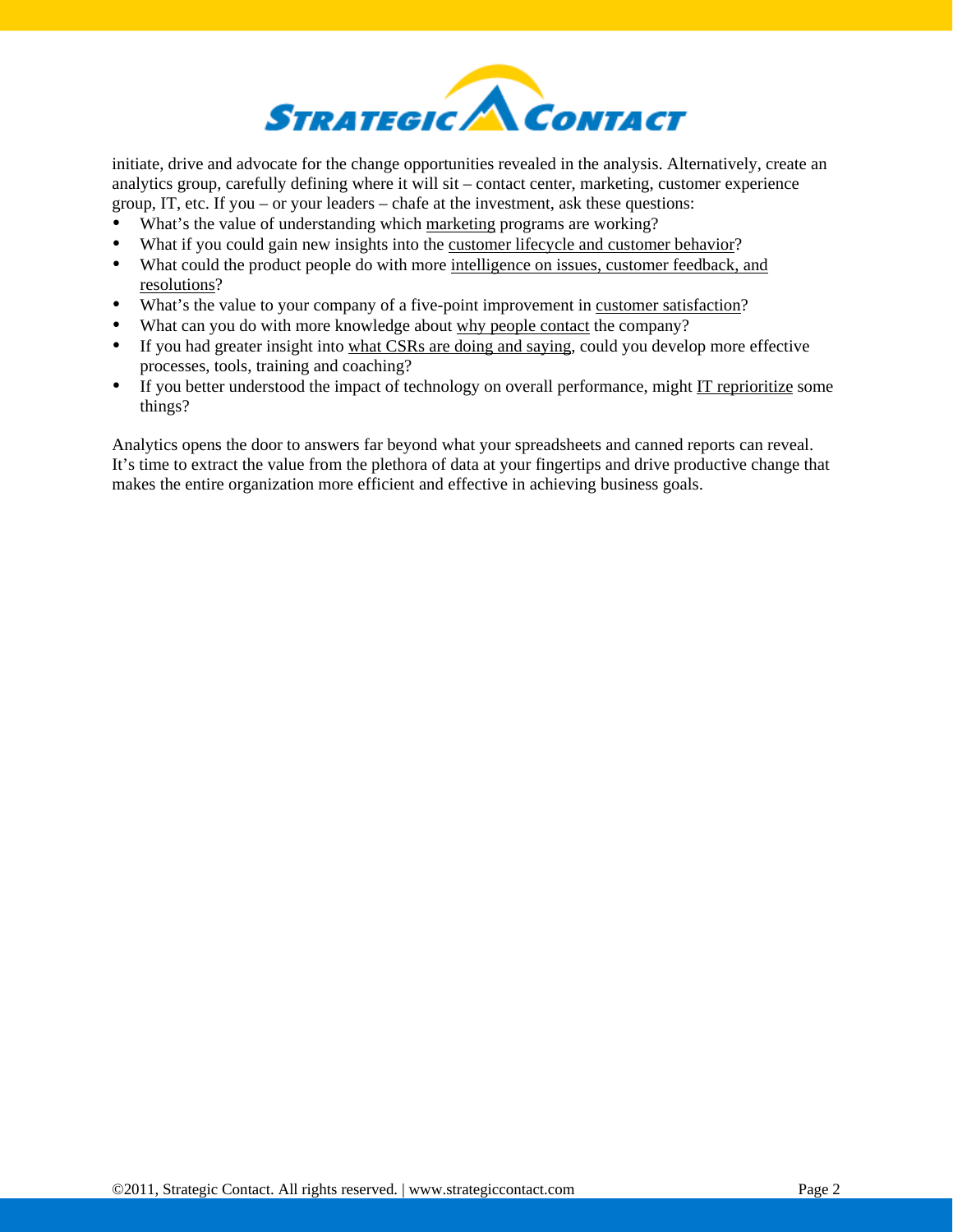initiate, drive and advocate for the change opportunities revealed in the analysis. Alternatively, create an analytics group, carefully defining where it will sit – contact center, marketing, customer experience group, IT, etc. If you – or your leaders – chafe at the investment, ask these questions:

- What's the value of understanding which marketing programs are working?
- What if you could gain new insights into the customer lifecycle and customer behavior?
- What could the product people do with more intelligence on issues, customer feedback, and resolutions?
- What's the value to your company of a five-point improvement in customer satisfaction?
- What can you do with more knowledge about why people contact the company?
- If you had greater insight into what CSRs are doing and saying, could you develop more effective processes, tools, training and coaching?
- If you better understood the impact of technology on overall performance, might IT reprioritize some things?

Analytics opens the door to answers far beyond what your spreadsheets and canned reports can reveal. It's time to extract the value from the plethora of data at your fingertips and drive productive change that makes the entire organization more efficient and effective in achieving business goals.